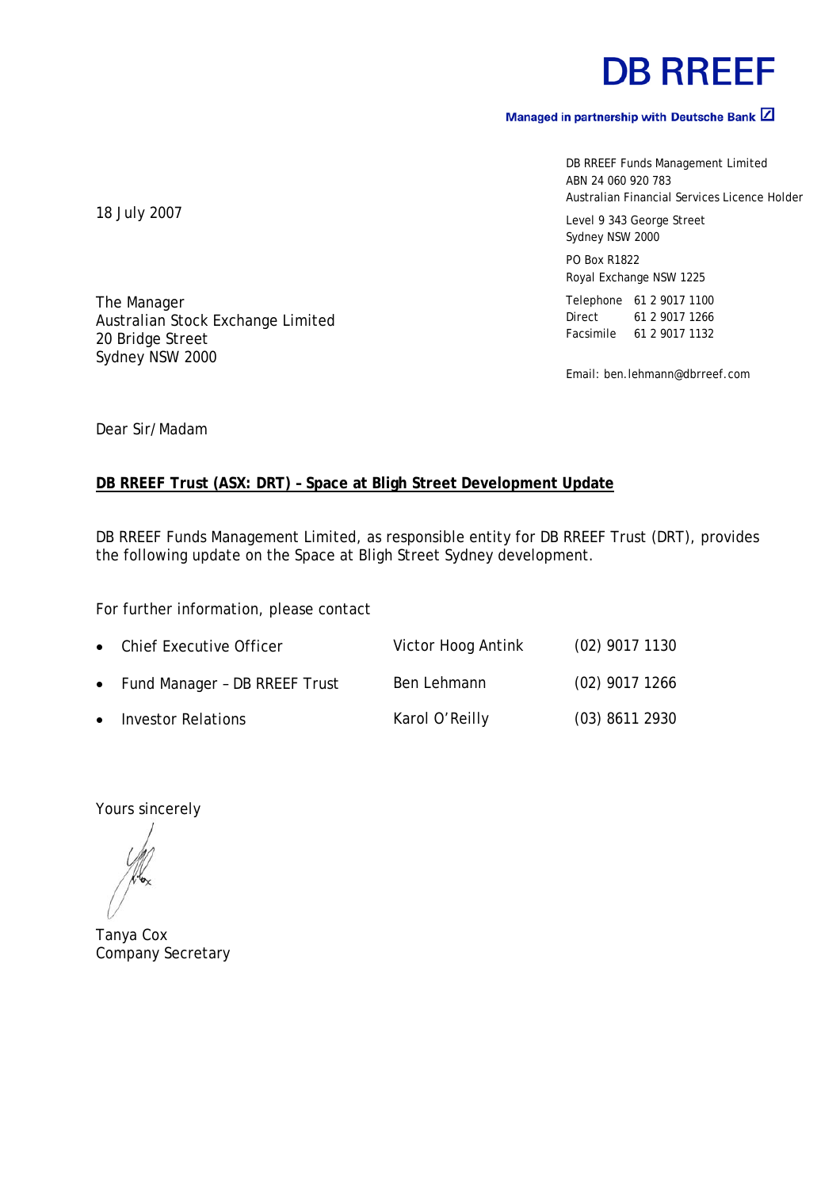# DB RREEF

**Managed in partnership with Deutsche Bank**

DB RREEF Funds Management Limited
ABN 24 060 920 783
Australian Financial Services Licence Holder

Level 9 343 George Street
Sydney NSW 2000

PO Box R1822
Royal Exchange NSW 1225

Telephone 61 2 9017 1100
Direct 61 2 9017 1266
Facsimile 61 2 9017 1132

Email: ben.lehmann@dbrreef.com

18 July 2007

The Manager
Australian Stock Exchange Limited
20 Bridge Street
Sydney NSW 2000

Dear Sir/Madam

**DB RREEF Trust (ASX: DRT) – Space at Bligh Street Development Update**

DB RREEF Funds Management Limited, as responsible entity for DB RREEF Trust (DRT), provides the following update on the Space at Bligh Street Sydney development.

For further information, please contact

| | | |
|---|---|---|
| • Chief Executive Officer | Victor Hoog Antink | (02) 9017 1130 |
| • Fund Manager – DB RREEF Trust | Ben Lehmann | (02) 9017 1266 |
| • Investor Relations | Karol O'Reilly | (03) 8611 2930 |

Yours sincerely

Tanya Cox
Company Secretary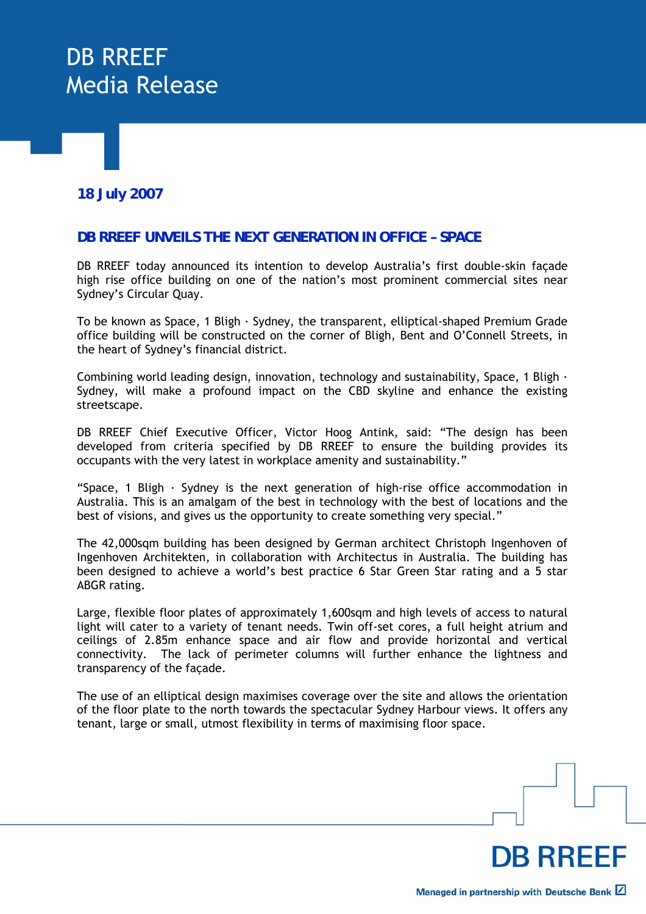# DB RREEF Media Release

**18 July 2007**

## DB RREEF UNVEILS THE NEXT GENERATION IN OFFICE – SPACE

DB RREEF today announced its intention to develop Australia's first double-skin façade high rise office building on one of the nation's most prominent commercial sites near Sydney's Circular Quay.

To be known as Space, 1 Bligh · Sydney, the transparent, elliptical-shaped Premium Grade office building will be constructed on the corner of Bligh, Bent and O'Connell Streets, in the heart of Sydney's financial district.

Combining world leading design, innovation, technology and sustainability, Space, 1 Bligh · Sydney, will make a profound impact on the CBD skyline and enhance the existing streetscape.

DB RREEF Chief Executive Officer, Victor Hoog Antink, said: "The design has been developed from criteria specified by DB RREEF to ensure the building provides its occupants with the very latest in workplace amenity and sustainability."

"Space, 1 Bligh · Sydney is the next generation of high-rise office accommodation in Australia. This is an amalgam of the best in technology with the best of locations and the best of visions, and gives us the opportunity to create something very special."

The 42,000sqm building has been designed by German architect Christoph Ingenhoven of Ingenhoven Architekten, in collaboration with Architectus in Australia. The building has been designed to achieve a world's best practice 6 Star Green Star rating and a 5 star ABGR rating.

Large, flexible floor plates of approximately 1,600sqm and high levels of access to natural light will cater to a variety of tenant needs. Twin off-set cores, a full height atrium and ceilings of 2.85m enhance space and air flow and provide horizontal and vertical connectivity. The lack of perimeter columns will further enhance the lightness and transparency of the façade.

The use of an elliptical design maximises coverage over the site and allows the orientation of the floor plate to the north towards the spectacular Sydney Harbour views. It offers any tenant, large or small, utmost flexibility in terms of maximising floor space.

DB RREEF

Managed in partnership with Deutsche Bank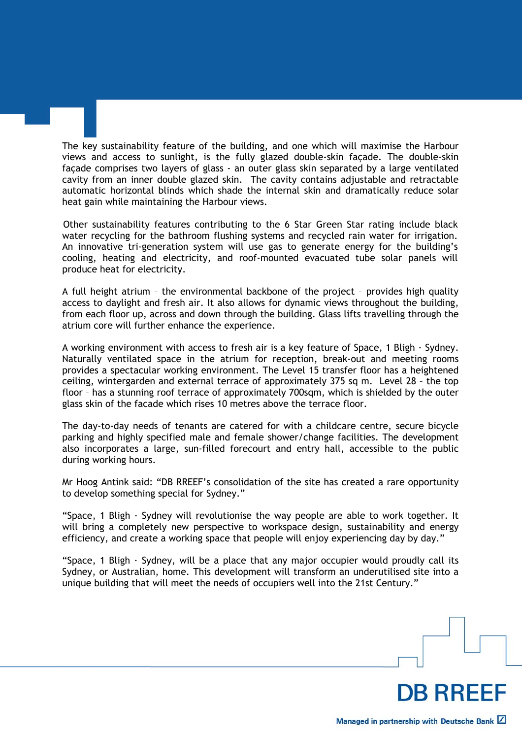The key sustainability feature of the building, and one which will maximise the Harbour views and access to sunlight, is the fully glazed double-skin façade. The double-skin façade comprises two layers of glass - an outer glass skin separated by a large ventilated cavity from an inner double glazed skin. The cavity contains adjustable and retractable automatic horizontal blinds which shade the internal skin and dramatically reduce solar heat gain while maintaining the Harbour views.

Other sustainability features contributing to the 6 Star Green Star rating include black water recycling for the bathroom flushing systems and recycled rain water for irrigation. An innovative tri-generation system will use gas to generate energy for the building's cooling, heating and electricity, and roof-mounted evacuated tube solar panels will produce heat for electricity.

A full height atrium – the environmental backbone of the project – provides high quality access to daylight and fresh air. It also allows for dynamic views throughout the building, from each floor up, across and down through the building. Glass lifts travelling through the atrium core will further enhance the experience.

A working environment with access to fresh air is a key feature of Space, 1 Bligh · Sydney. Naturally ventilated space in the atrium for reception, break-out and meeting rooms provides a spectacular working environment. The Level 15 transfer floor has a heightened ceiling, wintergarden and external terrace of approximately 375 sq m. Level 28 – the top floor – has a stunning roof terrace of approximately 700sqm, which is shielded by the outer glass skin of the facade which rises 10 metres above the terrace floor.

The day-to-day needs of tenants are catered for with a childcare centre, secure bicycle parking and highly specified male and female shower/change facilities. The development also incorporates a large, sun-filled forecourt and entry hall, accessible to the public during working hours.

Mr Hoog Antink said: "DB RREEF's consolidation of the site has created a rare opportunity to develop something special for Sydney."

"Space, 1 Bligh · Sydney will revolutionise the way people are able to work together. It will bring a completely new perspective to workspace design, sustainability and energy efficiency, and create a working space that people will enjoy experiencing day by day."

"Space, 1 Bligh · Sydney, will be a place that any major occupier would proudly call its Sydney, or Australian, home. This development will transform an underutilised site into a unique building that will meet the needs of occupiers well into the 21st Century."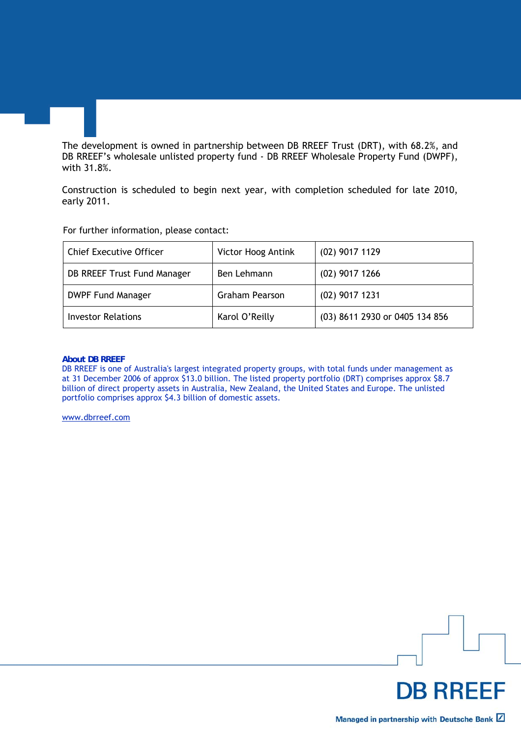The development is owned in partnership between DB RREEF Trust (DRT), with 68.2%, and DB RREEF's wholesale unlisted property fund - DB RREEF Wholesale Property Fund (DWPF), with 31.8%.

Construction is scheduled to begin next year, with completion scheduled for late 2010, early 2011.

For further information, please contact:

| Chief Executive Officer | Victor Hoog Antink | (02) 9017 1129 |
|---|---|---|
| DB RREEF Trust Fund Manager | Ben Lehmann | (02) 9017 1266 |
| DWPF Fund Manager | Graham Pearson | (02) 9017 1231 |
| Investor Relations | Karol O'Reilly | (03) 8611 2930 or 0405 134 856 |

**About DB RREEF**

DB RREEF is one of Australia's largest integrated property groups, with total funds under management as at 31 December 2006 of approx $13.0 billion. The listed property portfolio (DRT) comprises approx $8.7 billion of direct property assets in Australia, New Zealand, the United States and Europe. The unlisted portfolio comprises approx $4.3 billion of domestic assets.

www.dbrreef.com

DB RREEF

Managed in partnership with Deutsche Bank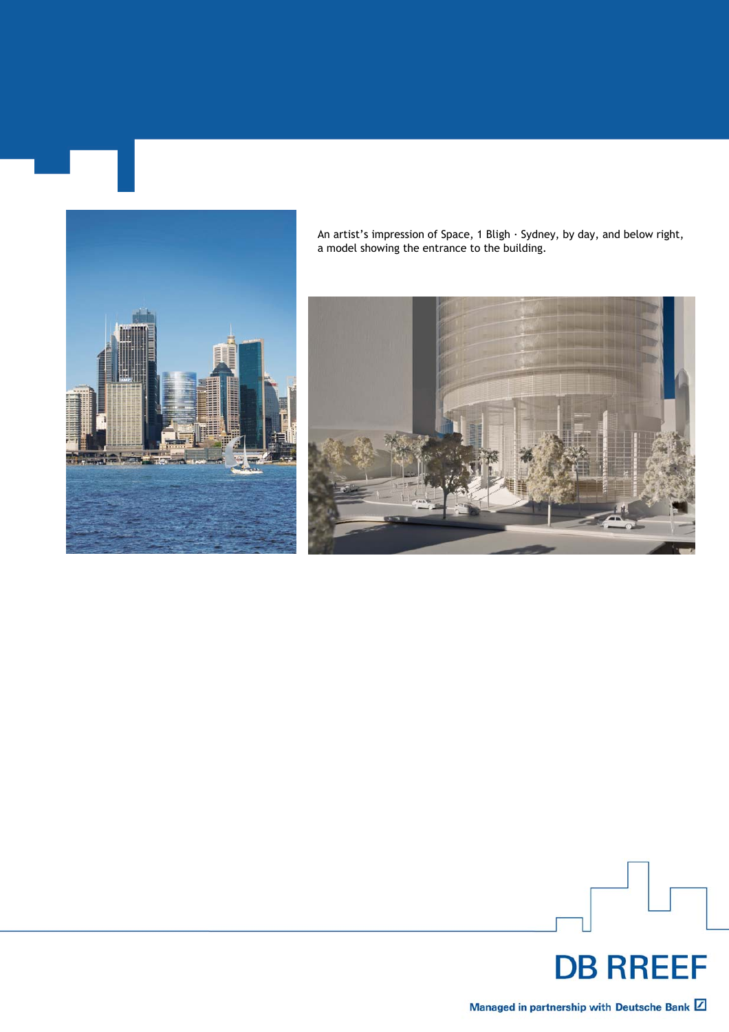An artist's impression of Space, 1 Bligh · Sydney, by day, and below right, a model showing the entrance to the building.

DB RREEF

Managed in partnership with Deutsche Bank